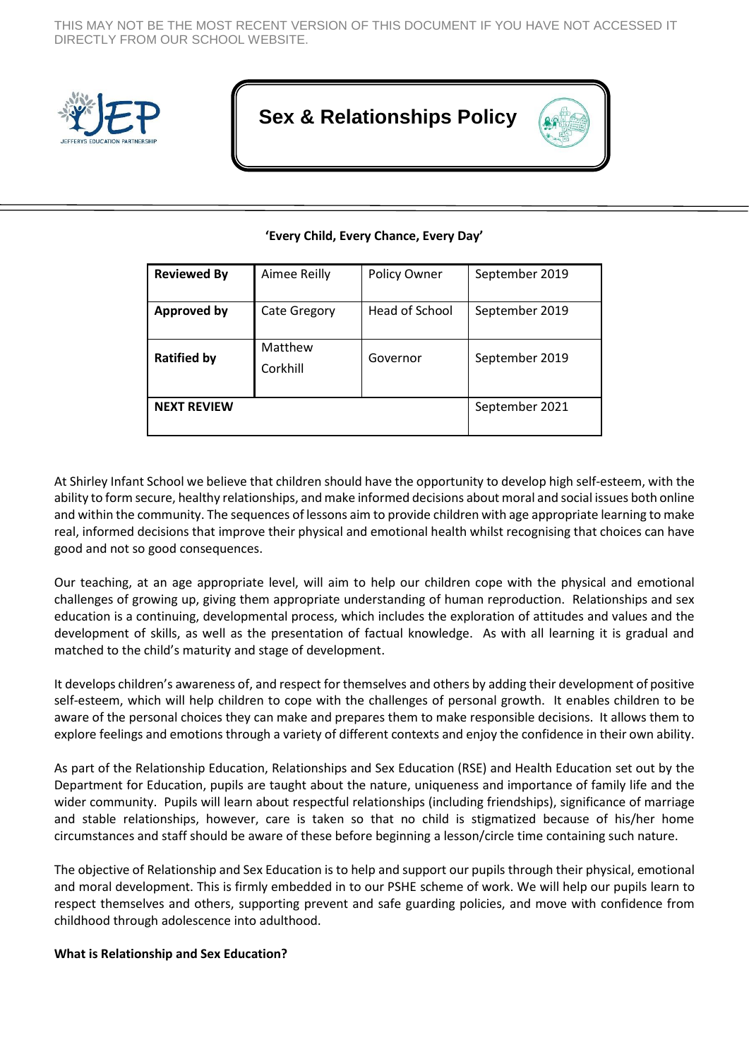THIS MAY NOT BE THE MOST RECENT VERSION OF THIS DOCUMENT IF YOU HAVE NOT ACCESSED IT DIRECTLY FROM OUR SCHOOL WEBSITE.

JEFFERYS EDUCATION PARTNERSHIP

# Sex & Relationships Policy

**'Every Child, Every Chance, Every Day'**

| **Reviewed By** | Aimee Reilly | Policy Owner | September 2019 |
|---|---|---|---|
| **Approved by** | Cate Gregory | Head of School | September 2019 |
| **Ratified by** | Matthew Corkhill | Governor | September 2019 |
| **NEXT REVIEW** | | | September 2021 |

At Shirley Infant School we believe that children should have the opportunity to develop high self-esteem, with the ability to form secure, healthy relationships, and make informed decisions about moral and social issues both online and within the community. The sequences of lessons aim to provide children with age appropriate learning to make real, informed decisions that improve their physical and emotional health whilst recognising that choices can have good and not so good consequences.

Our teaching, at an age appropriate level, will aim to help our children cope with the physical and emotional challenges of growing up, giving them appropriate understanding of human reproduction. Relationships and sex education is a continuing, developmental process, which includes the exploration of attitudes and values and the development of skills, as well as the presentation of factual knowledge. As with all learning it is gradual and matched to the child's maturity and stage of development.

It develops children's awareness of, and respect for themselves and others by adding their development of positive self-esteem, which will help children to cope with the challenges of personal growth. It enables children to be aware of the personal choices they can make and prepares them to make responsible decisions. It allows them to explore feelings and emotions through a variety of different contexts and enjoy the confidence in their own ability.

As part of the Relationship Education, Relationships and Sex Education (RSE) and Health Education set out by the Department for Education, pupils are taught about the nature, uniqueness and importance of family life and the wider community. Pupils will learn about respectful relationships (including friendships), significance of marriage and stable relationships, however, care is taken so that no child is stigmatized because of his/her home circumstances and staff should be aware of these before beginning a lesson/circle time containing such nature.

The objective of Relationship and Sex Education is to help and support our pupils through their physical, emotional and moral development. This is firmly embedded in to our PSHE scheme of work. We will help our pupils learn to respect themselves and others, supporting prevent and safe guarding policies, and move with confidence from childhood through adolescence into adulthood.

**What is Relationship and Sex Education?**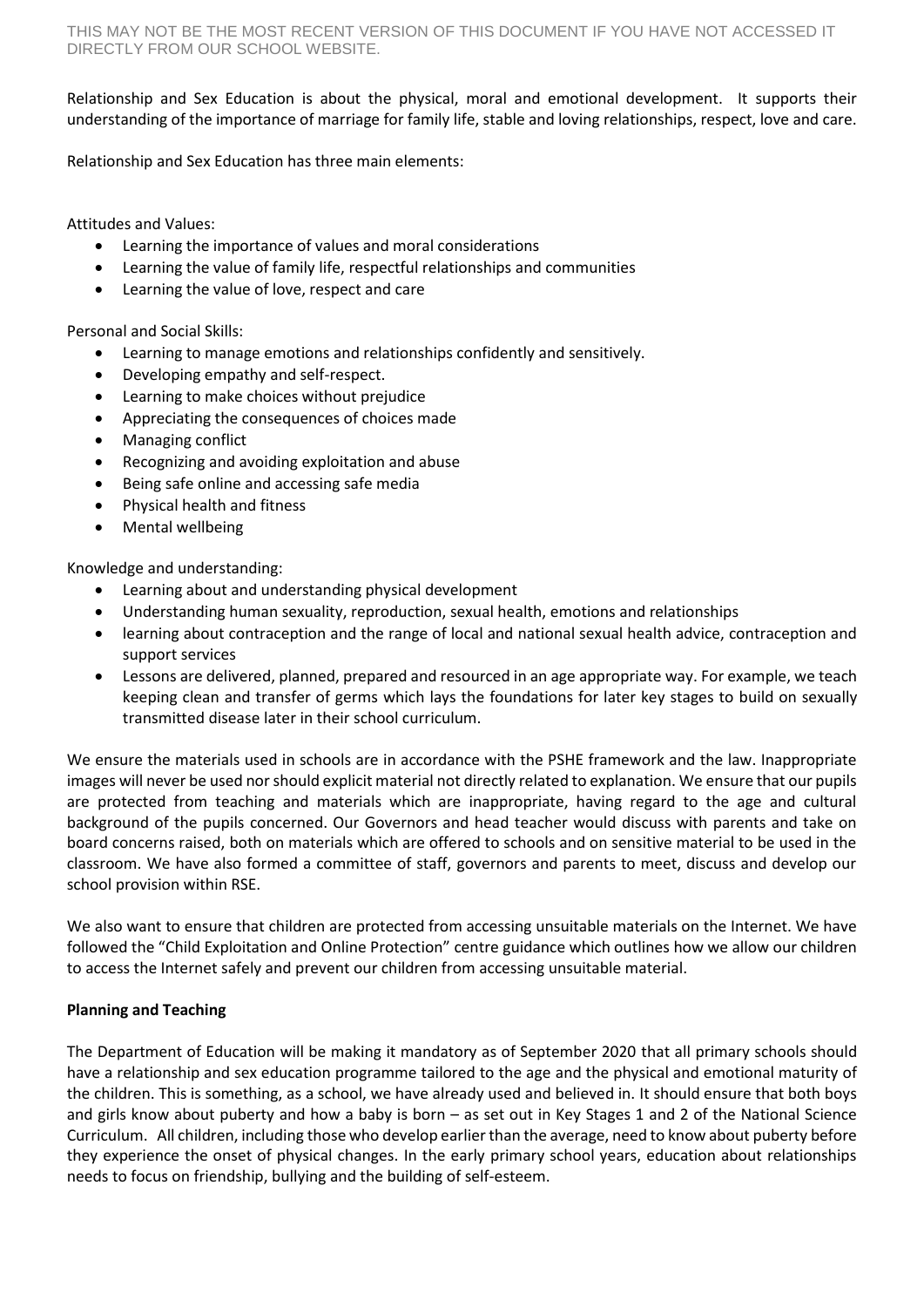Relationship and Sex Education is about the physical, moral and emotional development. It supports their understanding of the importance of marriage for family life, stable and loving relationships, respect, love and care.

Relationship and Sex Education has three main elements:

Attitudes and Values:

- Learning the importance of values and moral considerations
- Learning the value of family life, respectful relationships and communities
- Learning the value of love, respect and care

Personal and Social Skills:

- Learning to manage emotions and relationships confidently and sensitively.
- Developing empathy and self-respect.
- Learning to make choices without prejudice
- Appreciating the consequences of choices made
- Managing conflict
- Recognizing and avoiding exploitation and abuse
- Being safe online and accessing safe media
- Physical health and fitness
- Mental wellbeing

Knowledge and understanding:

- Learning about and understanding physical development
- Understanding human sexuality, reproduction, sexual health, emotions and relationships
- learning about contraception and the range of local and national sexual health advice, contraception and support services
- Lessons are delivered, planned, prepared and resourced in an age appropriate way. For example, we teach keeping clean and transfer of germs which lays the foundations for later key stages to build on sexually transmitted disease later in their school curriculum.

We ensure the materials used in schools are in accordance with the PSHE framework and the law. Inappropriate images will never be used nor should explicit material not directly related to explanation. We ensure that our pupils are protected from teaching and materials which are inappropriate, having regard to the age and cultural background of the pupils concerned. Our Governors and head teacher would discuss with parents and take on board concerns raised, both on materials which are offered to schools and on sensitive material to be used in the classroom. We have also formed a committee of staff, governors and parents to meet, discuss and develop our school provision within RSE.

We also want to ensure that children are protected from accessing unsuitable materials on the Internet. We have followed the "Child Exploitation and Online Protection" centre guidance which outlines how we allow our children to access the Internet safely and prevent our children from accessing unsuitable material.

**Planning and Teaching**

The Department of Education will be making it mandatory as of September 2020 that all primary schools should have a relationship and sex education programme tailored to the age and the physical and emotional maturity of the children. This is something, as a school, we have already used and believed in. It should ensure that both boys and girls know about puberty and how a baby is born – as set out in Key Stages 1 and 2 of the National Science Curriculum. All children, including those who develop earlier than the average, need to know about puberty before they experience the onset of physical changes. In the early primary school years, education about relationships needs to focus on friendship, bullying and the building of self-esteem.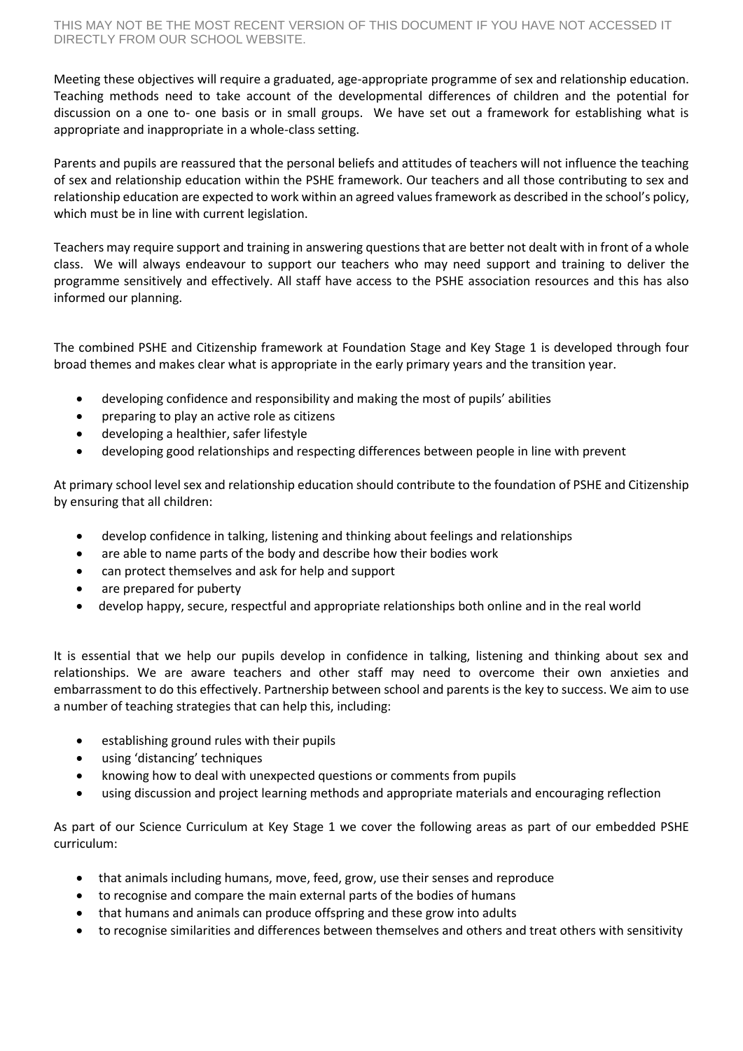Meeting these objectives will require a graduated, age-appropriate programme of sex and relationship education. Teaching methods need to take account of the developmental differences of children and the potential for discussion on a one to- one basis or in small groups. We have set out a framework for establishing what is appropriate and inappropriate in a whole-class setting.

Parents and pupils are reassured that the personal beliefs and attitudes of teachers will not influence the teaching of sex and relationship education within the PSHE framework. Our teachers and all those contributing to sex and relationship education are expected to work within an agreed values framework as described in the school's policy, which must be in line with current legislation.

Teachers may require support and training in answering questions that are better not dealt with in front of a whole class. We will always endeavour to support our teachers who may need support and training to deliver the programme sensitively and effectively. All staff have access to the PSHE association resources and this has also informed our planning.

The combined PSHE and Citizenship framework at Foundation Stage and Key Stage 1 is developed through four broad themes and makes clear what is appropriate in the early primary years and the transition year.

- developing confidence and responsibility and making the most of pupils' abilities
- preparing to play an active role as citizens
- developing a healthier, safer lifestyle
- developing good relationships and respecting differences between people in line with prevent

At primary school level sex and relationship education should contribute to the foundation of PSHE and Citizenship by ensuring that all children:

- develop confidence in talking, listening and thinking about feelings and relationships
- are able to name parts of the body and describe how their bodies work
- can protect themselves and ask for help and support
- are prepared for puberty
- develop happy, secure, respectful and appropriate relationships both online and in the real world

It is essential that we help our pupils develop in confidence in talking, listening and thinking about sex and relationships. We are aware teachers and other staff may need to overcome their own anxieties and embarrassment to do this effectively. Partnership between school and parents is the key to success. We aim to use a number of teaching strategies that can help this, including:

- establishing ground rules with their pupils
- using 'distancing' techniques
- knowing how to deal with unexpected questions or comments from pupils
- using discussion and project learning methods and appropriate materials and encouraging reflection

As part of our Science Curriculum at Key Stage 1 we cover the following areas as part of our embedded PSHE curriculum:

- that animals including humans, move, feed, grow, use their senses and reproduce
- to recognise and compare the main external parts of the bodies of humans
- that humans and animals can produce offspring and these grow into adults
- to recognise similarities and differences between themselves and others and treat others with sensitivity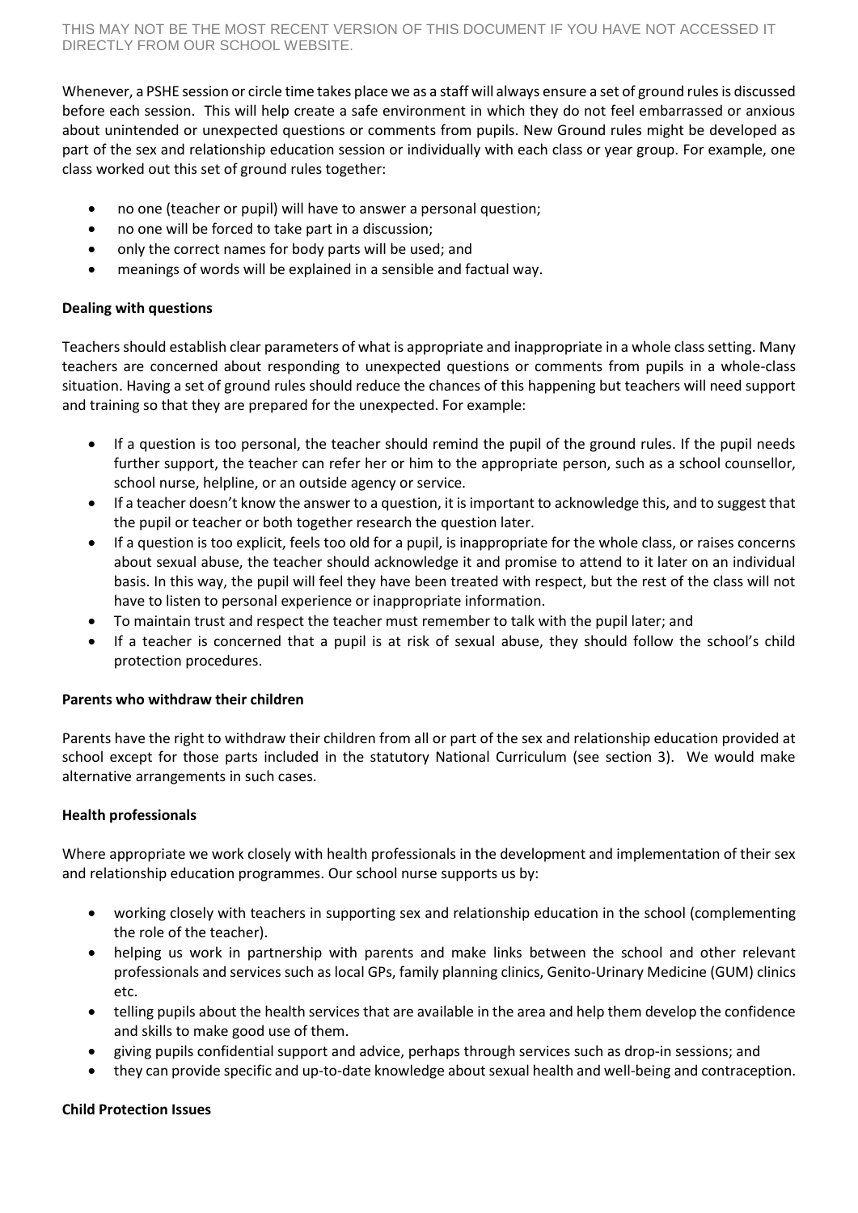Whenever, a PSHE session or circle time takes place we as a staff will always ensure a set of ground rules is discussed before each session. This will help create a safe environment in which they do not feel embarrassed or anxious about unintended or unexpected questions or comments from pupils. New Ground rules might be developed as part of the sex and relationship education session or individually with each class or year group. For example, one class worked out this set of ground rules together:

- no one (teacher or pupil) will have to answer a personal question;
- no one will be forced to take part in a discussion;
- only the correct names for body parts will be used; and
- meanings of words will be explained in a sensible and factual way.

**Dealing with questions**

Teachers should establish clear parameters of what is appropriate and inappropriate in a whole class setting. Many teachers are concerned about responding to unexpected questions or comments from pupils in a whole-class situation. Having a set of ground rules should reduce the chances of this happening but teachers will need support and training so that they are prepared for the unexpected. For example:

- If a question is too personal, the teacher should remind the pupil of the ground rules. If the pupil needs further support, the teacher can refer her or him to the appropriate person, such as a school counsellor, school nurse, helpline, or an outside agency or service.
- If a teacher doesn't know the answer to a question, it is important to acknowledge this, and to suggest that the pupil or teacher or both together research the question later.
- If a question is too explicit, feels too old for a pupil, is inappropriate for the whole class, or raises concerns about sexual abuse, the teacher should acknowledge it and promise to attend to it later on an individual basis. In this way, the pupil will feel they have been treated with respect, but the rest of the class will not have to listen to personal experience or inappropriate information.
- To maintain trust and respect the teacher must remember to talk with the pupil later; and
- If a teacher is concerned that a pupil is at risk of sexual abuse, they should follow the school's child protection procedures.

**Parents who withdraw their children**

Parents have the right to withdraw their children from all or part of the sex and relationship education provided at school except for those parts included in the statutory National Curriculum (see section 3). We would make alternative arrangements in such cases.

**Health professionals**

Where appropriate we work closely with health professionals in the development and implementation of their sex and relationship education programmes. Our school nurse supports us by:

- working closely with teachers in supporting sex and relationship education in the school (complementing the role of the teacher).
- helping us work in partnership with parents and make links between the school and other relevant professionals and services such as local GPs, family planning clinics, Genito-Urinary Medicine (GUM) clinics etc.
- telling pupils about the health services that are available in the area and help them develop the confidence and skills to make good use of them.
- giving pupils confidential support and advice, perhaps through services such as drop-in sessions; and
- they can provide specific and up-to-date knowledge about sexual health and well-being and contraception.

**Child Protection Issues**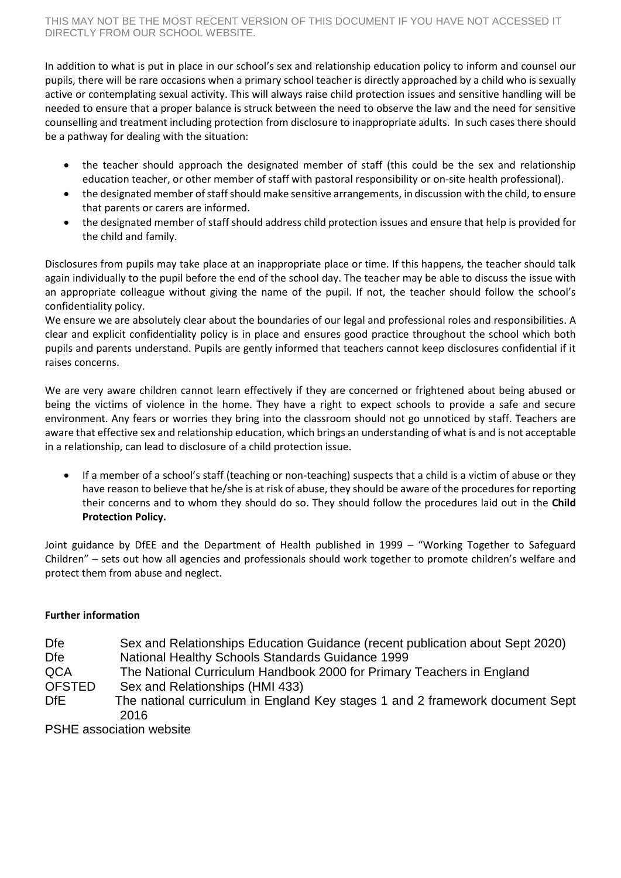In addition to what is put in place in our school's sex and relationship education policy to inform and counsel our pupils, there will be rare occasions when a primary school teacher is directly approached by a child who is sexually active or contemplating sexual activity. This will always raise child protection issues and sensitive handling will be needed to ensure that a proper balance is struck between the need to observe the law and the need for sensitive counselling and treatment including protection from disclosure to inappropriate adults. In such cases there should be a pathway for dealing with the situation:

- the teacher should approach the designated member of staff (this could be the sex and relationship education teacher, or other member of staff with pastoral responsibility or on-site health professional).
- the designated member of staff should make sensitive arrangements, in discussion with the child, to ensure that parents or carers are informed.
- the designated member of staff should address child protection issues and ensure that help is provided for the child and family.

Disclosures from pupils may take place at an inappropriate place or time. If this happens, the teacher should talk again individually to the pupil before the end of the school day. The teacher may be able to discuss the issue with an appropriate colleague without giving the name of the pupil. If not, the teacher should follow the school's confidentiality policy.

We ensure we are absolutely clear about the boundaries of our legal and professional roles and responsibilities. A clear and explicit confidentiality policy is in place and ensures good practice throughout the school which both pupils and parents understand. Pupils are gently informed that teachers cannot keep disclosures confidential if it raises concerns.

We are very aware children cannot learn effectively if they are concerned or frightened about being abused or being the victims of violence in the home. They have a right to expect schools to provide a safe and secure environment. Any fears or worries they bring into the classroom should not go unnoticed by staff. Teachers are aware that effective sex and relationship education, which brings an understanding of what is and is not acceptable in a relationship, can lead to disclosure of a child protection issue.

- If a member of a school's staff (teaching or non-teaching) suspects that a child is a victim of abuse or they have reason to believe that he/she is at risk of abuse, they should be aware of the procedures for reporting their concerns and to whom they should do so. They should follow the procedures laid out in the **Child Protection Policy.**

Joint guidance by DfEE and the Department of Health published in 1999 – "Working Together to Safeguard Children" – sets out how all agencies and professionals should work together to promote children's welfare and protect them from abuse and neglect.

**Further information**

| | |
|---|---|
| Dfe | Sex and Relationships Education Guidance (recent publication about Sept 2020) |
| Dfe | National Healthy Schools Standards Guidance 1999 |
| QCA | The National Curriculum Handbook 2000 for Primary Teachers in England |
| OFSTED | Sex and Relationships (HMI 433) |
| DfE | The national curriculum in England Key stages 1 and 2 framework document Sept 2016 |

PSHE association website